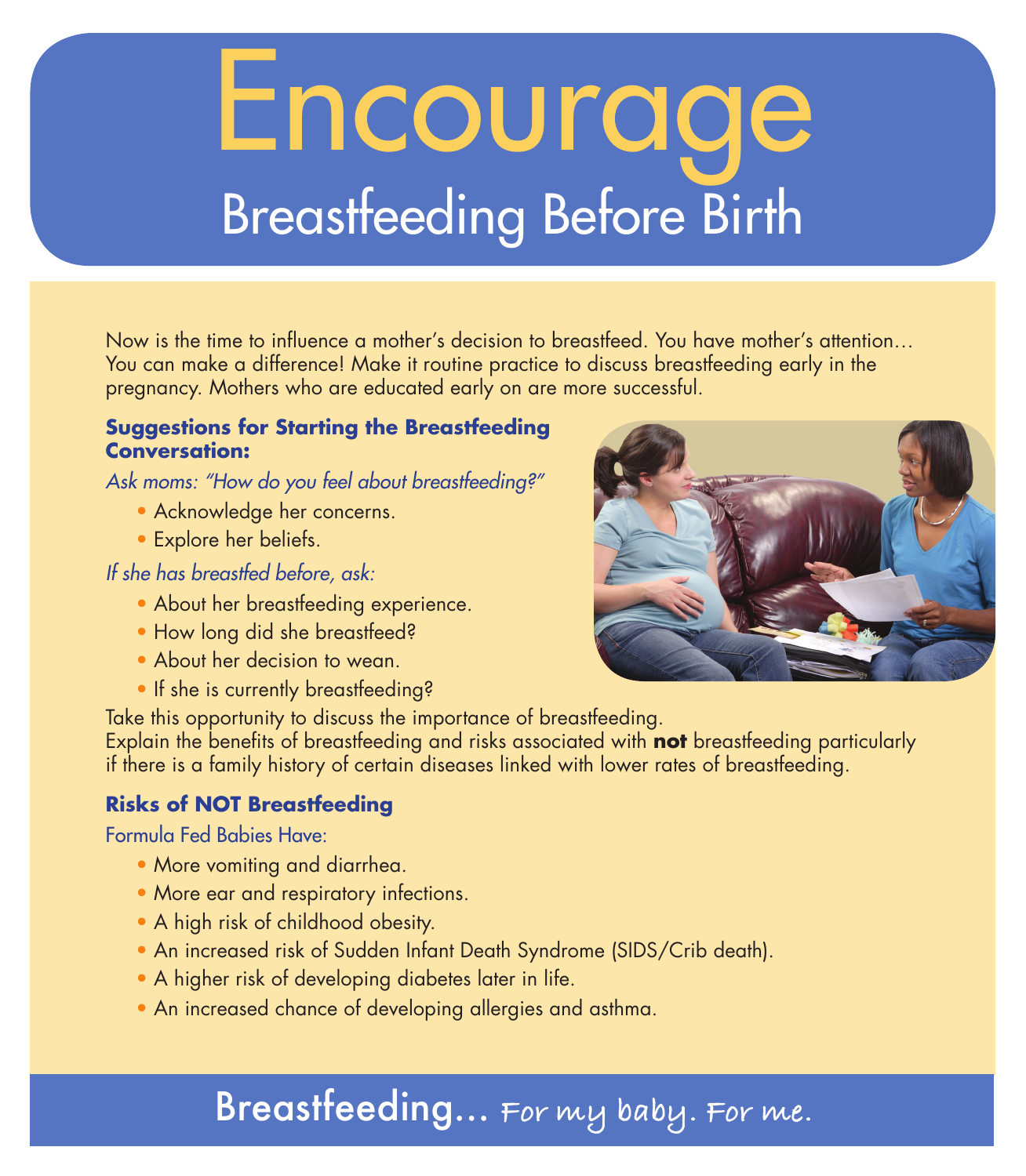# Encourage

## Breastfeeding Before Birth

Now is the time to influence a mother's decision to breastfeed. You have mother's attention… You can make a difference! Make it routine practice to discuss breastfeeding early in the pregnancy. Mothers who are educated early on are more successful.

### Suggestions for Starting the Breastfeeding Conversation:

*Ask moms: "How do you feel about breastfeeding?"*

- Acknowledge her concerns.
- Explore her beliefs.

*If she has breastfed before, ask:*

- About her breastfeeding experience.
- How long did she breastfeed?
- About her decision to wean.
- If she is currently breastfeeding?

Take this opportunity to discuss the importance of breastfeeding.
Explain the benefits of breastfeeding and risks associated with **not** breastfeeding particularly if there is a family history of certain diseases linked with lower rates of breastfeeding.

### Risks of NOT Breastfeeding

Formula Fed Babies Have:

- More vomiting and diarrhea.
- More ear and respiratory infections.
- A high risk of childhood obesity.
- An increased risk of Sudden Infant Death Syndrome (SIDS/Crib death).
- A higher risk of developing diabetes later in life.
- An increased chance of developing allergies and asthma.

Breastfeeding… For my baby. For me.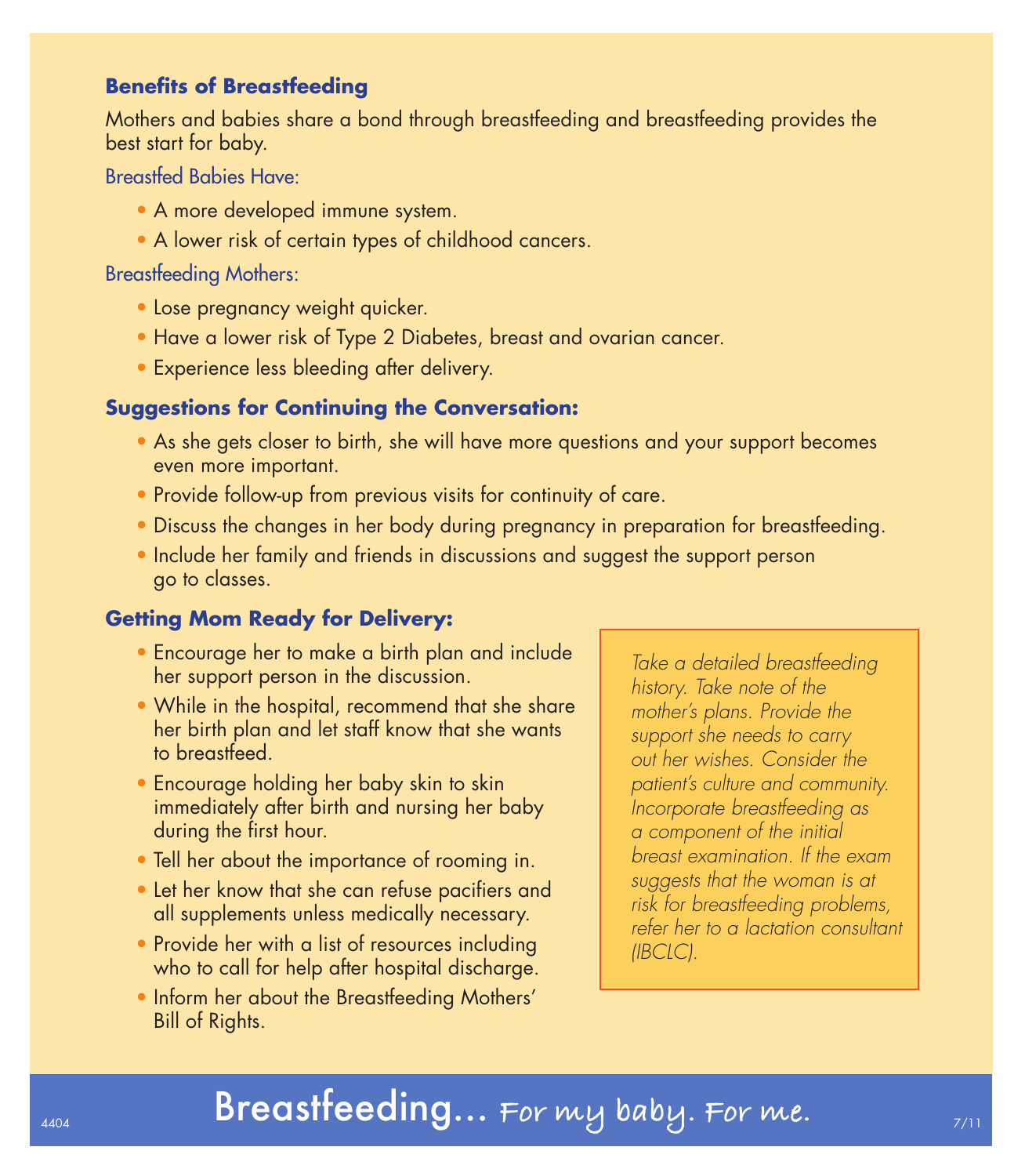## Benefits of Breastfeeding

Mothers and babies share a bond through breastfeeding and breastfeeding provides the best start for baby.

### Breastfed Babies Have:

- A more developed immune system.
- A lower risk of certain types of childhood cancers.

### Breastfeeding Mothers:

- Lose pregnancy weight quicker.
- Have a lower risk of Type 2 Diabetes, breast and ovarian cancer.
- Experience less bleeding after delivery.

## Suggestions for Continuing the Conversation:

- As she gets closer to birth, she will have more questions and your support becomes even more important.
- Provide follow-up from previous visits for continuity of care.
- Discuss the changes in her body during pregnancy in preparation for breastfeeding.
- Include her family and friends in discussions and suggest the support person go to classes.

## Getting Mom Ready for Delivery:

- Encourage her to make a birth plan and include her support person in the discussion.
- While in the hospital, recommend that she share her birth plan and let staff know that she wants to breastfeed.
- Encourage holding her baby skin to skin immediately after birth and nursing her baby during the first hour.
- Tell her about the importance of rooming in.
- Let her know that she can refuse pacifiers and all supplements unless medically necessary.
- Provide her with a list of resources including who to call for help after hospital discharge.
- Inform her about the Breastfeeding Mothers' Bill of Rights.

*Take a detailed breastfeeding history. Take note of the mother's plans. Provide the support she needs to carry out her wishes. Consider the patient's culture and community. Incorporate breastfeeding as a component of the initial breast examination. If the exam suggests that the woman is at risk for breastfeeding problems, refer her to a lactation consultant (IBCLC).*

4404 **Breastfeeding...** For my baby. For me. 7/11